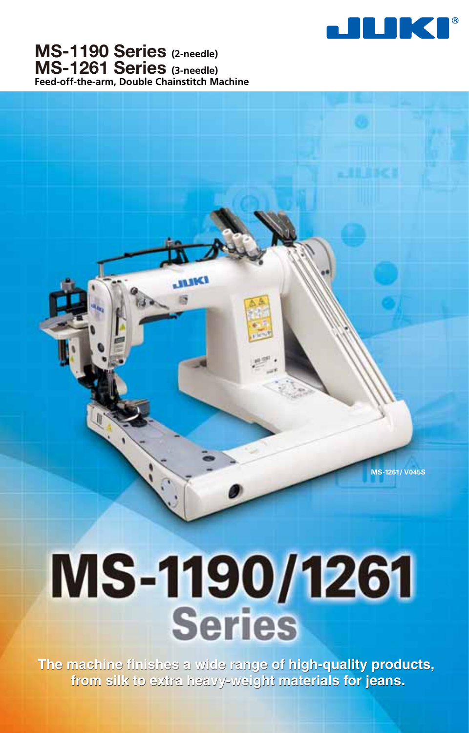# MS-1190 Series (2-needle)
# MS-1261 Series (3-needle)

**Feed-off-the-arm, Double Chainstitch Machine**

MS-1261/ V045S

# MS-1190/1261 Series

**The machine finishes a wide range of high-quality products, from silk to extra heavy-weight materials for jeans.**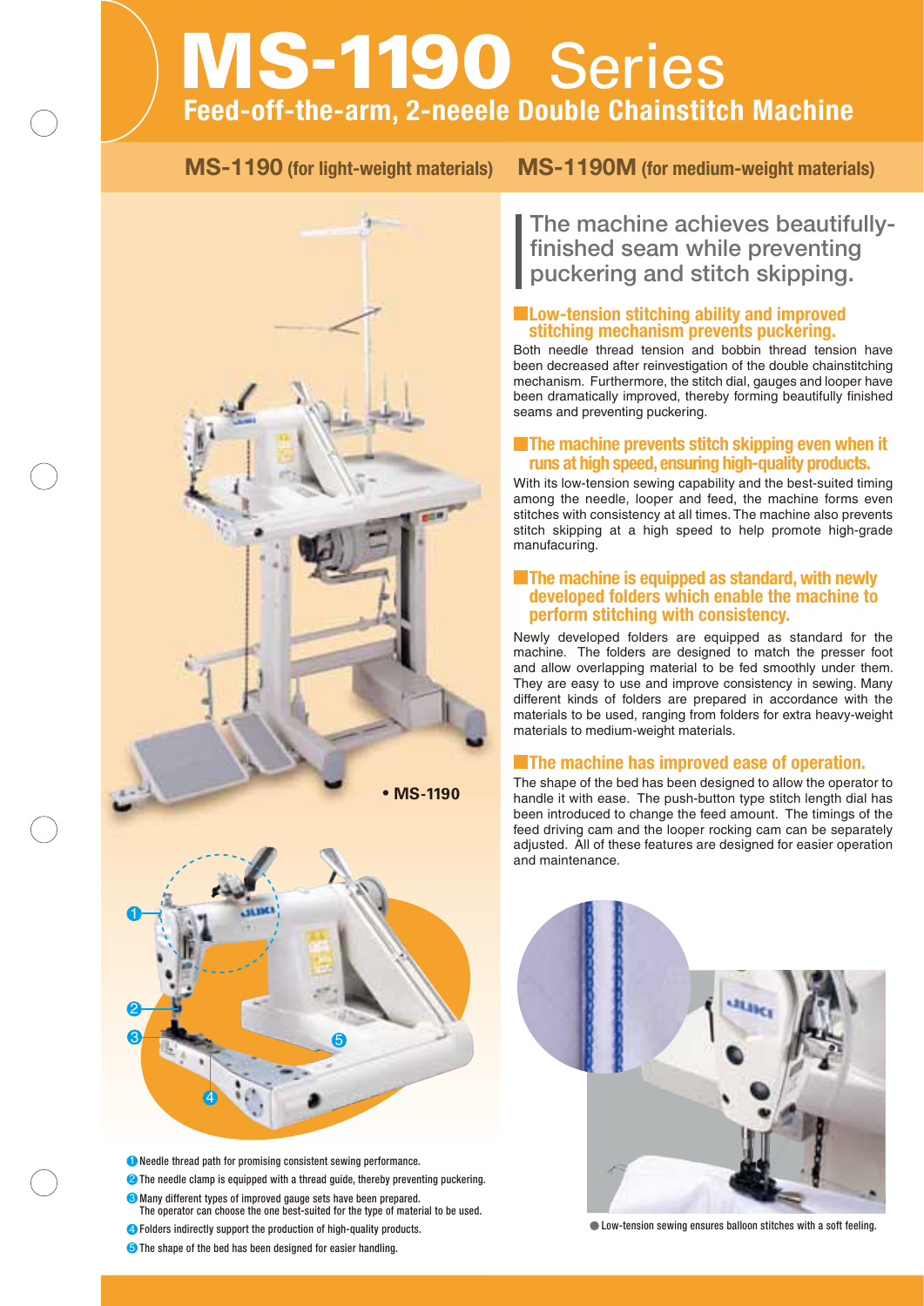# MS-1190 Series

## Feed-off-the-arm, 2-neeele Double Chainstitch Machine

**MS-1190 (for light-weight materials)** **MS-1190M (for medium-weight materials)**

• MS-1190

❶ Needle thread path for promising consistent sewing performance.

❷ The needle clamp is equipped with a thread guide, thereby preventing puckering.

❸ Many different types of improved gauge sets have been prepared. The operator can choose the one best-suited for the type of material to be used.

❹ Folders indirectly support the production of high-quality products.

❺ The shape of the bed has been designed for easier handling.

## The machine achieves beautifully-finished seam while preventing puckering and stitch skipping.

### Low-tension stitching ability and improved stitching mechanism prevents puckering.

Both needle thread tension and bobbin thread tension have been decreased after reinvestigation of the double chainstitching mechanism. Furthermore, the stitch dial, gauges and looper have been dramatically improved, thereby forming beautifully finished seams and preventing puckering.

### The machine prevents stitch skipping even when it runs at high speed, ensuring high-quality products.

With its low-tension sewing capability and the best-suited timing among the needle, looper and feed, the machine forms even stitches with consistency at all times. The machine also prevents stitch skipping at a high speed to help promote high-grade manufacuring.

### The machine is equipped as standard, with newly developed folders which enable the machine to perform stitching with consistency.

Newly developed folders are equipped as standard for the machine. The folders are designed to match the presser foot and allow overlapping material to be fed smoothly under them. They are easy to use and improve consistency in sewing. Many different kinds of folders are prepared in accordance with the materials to be used, ranging from folders for extra heavy-weight materials to medium-weight materials.

### The machine has improved ease of operation.

The shape of the bed has been designed to allow the operator to handle it with ease. The push-button type stitch length dial has been introduced to change the feed amount. The timings of the feed driving cam and the looper rocking cam can be separately adjusted. All of these features are designed for easier operation and maintenance.

● Low-tension sewing ensures balloon stitches with a soft feeling.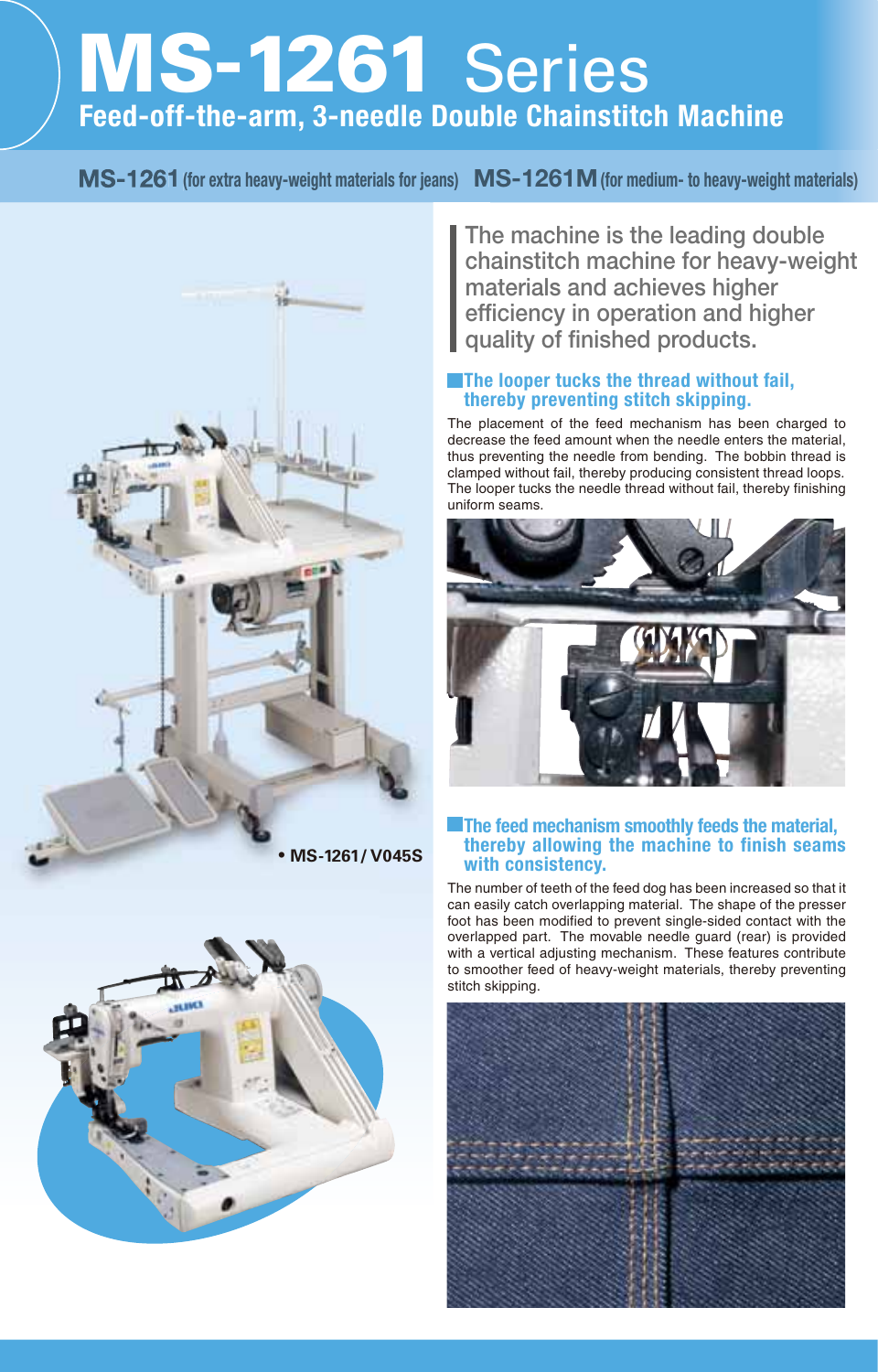# MS-1261 Series

## Feed-off-the-arm, 3-needle Double Chainstitch Machine

**MS-1261** (for extra heavy-weight materials for jeans) **MS-1261M** (for medium- to heavy-weight materials)

• MS-1261/ V045S

The machine is the leading double chainstitch machine for heavy-weight materials and achieves higher efficiency in operation and higher quality of finished products.

### The looper tucks the thread without fail, thereby preventing stitch skipping.

The placement of the feed mechanism has been charged to decrease the feed amount when the needle enters the material, thus preventing the needle from bending. The bobbin thread is clamped without fail, thereby producing consistent thread loops. The looper tucks the needle thread without fail, thereby finishing uniform seams.

### The feed mechanism smoothly feeds the material, thereby allowing the machine to finish seams with consistency.

The number of teeth of the feed dog has been increased so that it can easily catch overlapping material. The shape of the presser foot has been modified to prevent single-sided contact with the overlapped part. The movable needle guard (rear) is provided with a vertical adjusting mechanism. These features contribute to smoother feed of heavy-weight materials, thereby preventing stitch skipping.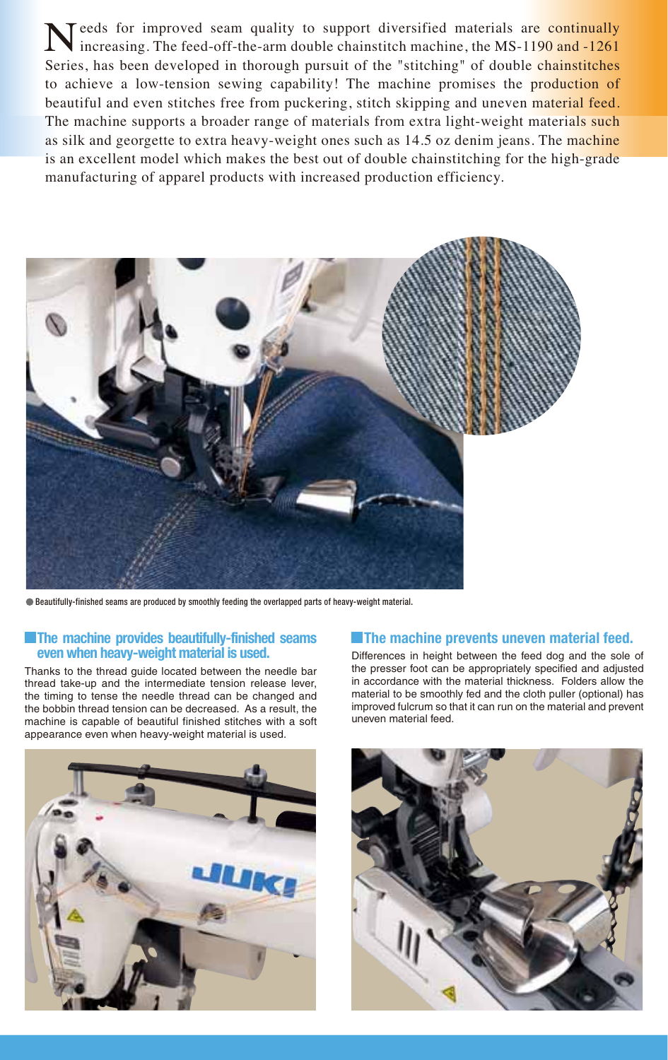Needs for improved seam quality to support diversified materials are continually increasing. The feed-off-the-arm double chainstitch machine, the MS-1190 and -1261 Series, has been developed in thorough pursuit of the "stitching" of double chainstitches to achieve a low-tension sewing capability! The machine promises the production of beautiful and even stitches free from puckering, stitch skipping and uneven material feed. The machine supports a broader range of materials from extra light-weight materials such as silk and georgette to extra heavy-weight ones such as 14.5 oz denim jeans. The machine is an excellent model which makes the best out of double chainstitching for the high-grade manufacturing of apparel products with increased production efficiency.

● Beautifully-finished seams are produced by smoothly feeding the overlapped parts of heavy-weight material.

## The machine provides beautifully-finished seams even when heavy-weight material is used.

Thanks to the thread guide located between the needle bar thread take-up and the intermediate tension release lever, the timing to tense the needle thread can be changed and the bobbin thread tension can be decreased. As a result, the machine is capable of beautiful finished stitches with a soft appearance even when heavy-weight material is used.

## The machine prevents uneven material feed.

Differences in height between the feed dog and the sole of the presser foot can be appropriately specified and adjusted in accordance with the material thickness. Folders allow the material to be smoothly fed and the cloth puller (optional) has improved fulcrum so that it can run on the material and prevent uneven material feed.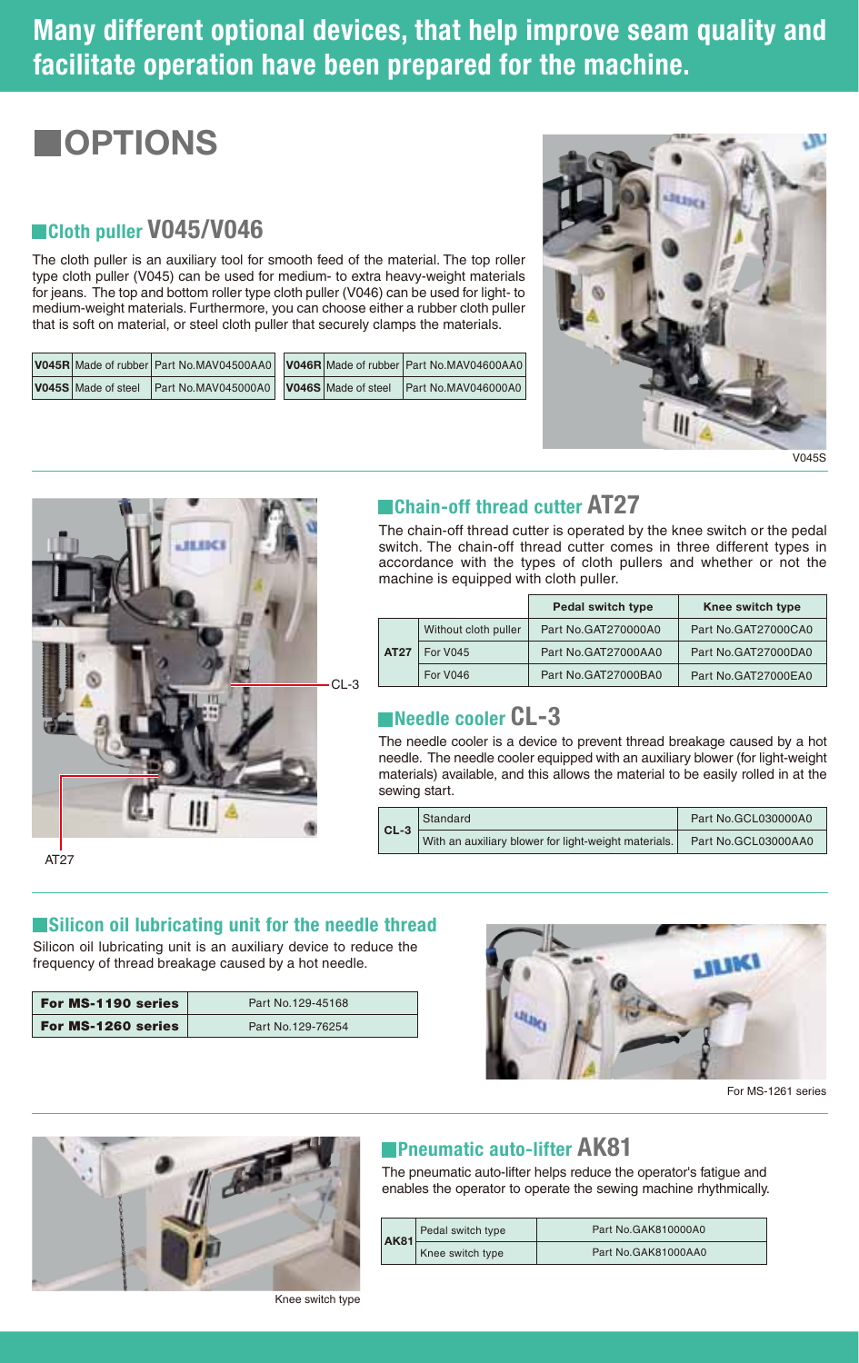Many different optional devices, that help improve seam quality and facilitate operation have been prepared for the machine.

# OPTIONS

## Cloth puller V045/V046

The cloth puller is an auxiliary tool for smooth feed of the material. The top roller type cloth puller (V045) can be used for medium- to extra heavy-weight materials for jeans. The top and bottom roller type cloth puller (V046) can be used for light- to medium-weight materials. Furthermore, you can choose either a rubber cloth puller that is soft on material, or steel cloth puller that securely clamps the materials.

| V045R | Made of rubber | Part No.MAV04500AA0 |
|---|---|---|
| V045S | Made of steel | Part No.MAV045000A0 |

| V046R | Made of rubber | Part No.MAV04600AA0 |
|---|---|---|
| V046S | Made of steel | Part No.MAV046000A0 |

V045S

## Chain-off thread cutter AT27

The chain-off thread cutter is operated by the knee switch or the pedal switch. The chain-off thread cutter comes in three different types in accordance with the types of cloth pullers and whether or not the machine is equipped with cloth puller.

| | | Pedal switch type | Knee switch type |
|---|---|---|---|
| AT27 | Without cloth puller | Part No.GAT270000A0 | Part No.GAT27000CA0 |
| | For V045 | Part No.GAT27000AA0 | Part No.GAT27000DA0 |
| | For V046 | Part No.GAT27000BA0 | Part No.GAT27000EA0 |

CL-3

AT27

## Needle cooler CL-3

The needle cooler is a device to prevent thread breakage caused by a hot needle. The needle cooler equipped with an auxiliary blower (for light-weight materials) available, and this allows the material to be easily rolled in at the sewing start.

| CL-3 | Standard | Part No.GCL030000A0 |
|---|---|---|
| | With an auxiliary blower for light-weight materials. | Part No.GCL03000AA0 |

## Silicon oil lubricating unit for the needle thread

Silicon oil lubricating unit is an auxiliary device to reduce the frequency of thread breakage caused by a hot needle.

| For MS-1190 series | Part No.129-45168 |
|---|---|
| For MS-1260 series | Part No.129-76254 |

For MS-1261 series

## Pneumatic auto-lifter AK81

The pneumatic auto-lifter helps reduce the operator's fatigue and enables the operator to operate the sewing machine rhythmically.

| AK81 | Pedal switch type | Part No.GAK810000A0 |
|---|---|---|
| | Knee switch type | Part No.GAK81000AA0 |

Knee switch type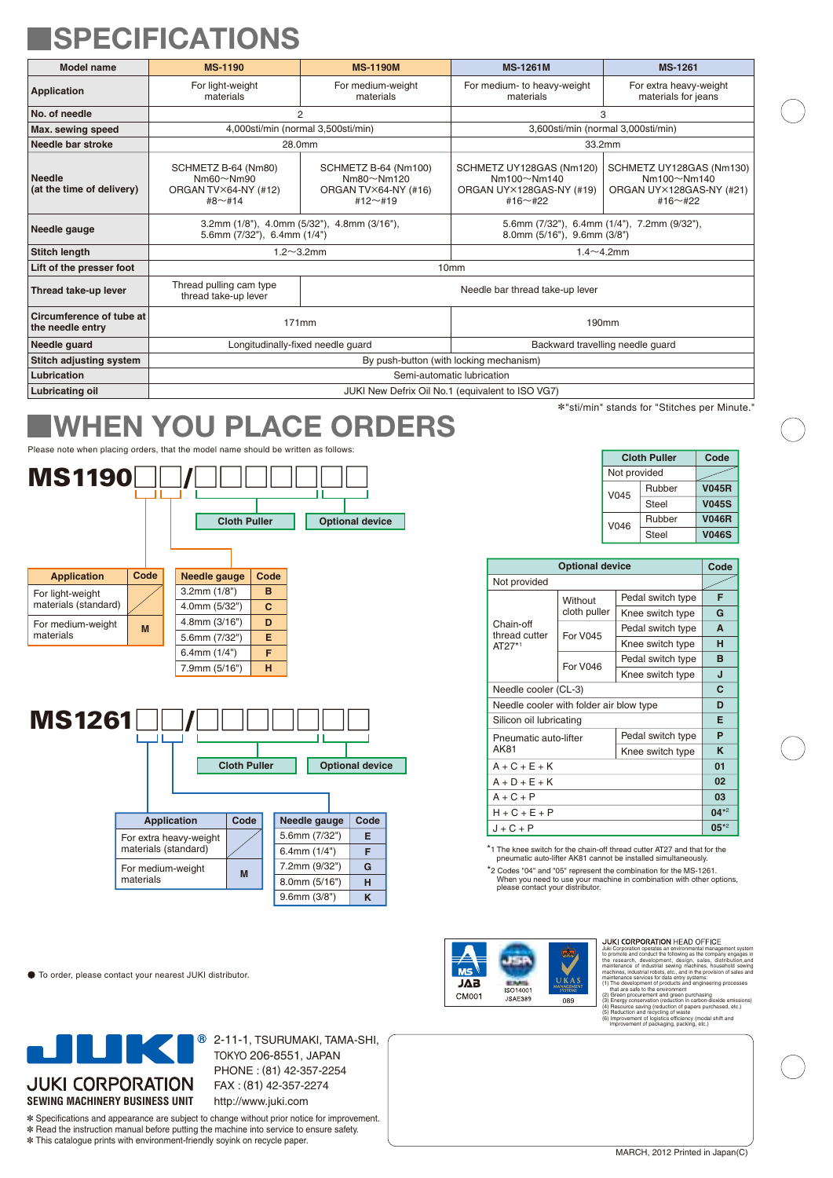# SPECIFICATIONS

| Model name | MS-1190 | MS-1190M | MS-1261M | MS-1261 |
|---|---|---|---|---|
| Application | For light-weight materials | For medium-weight materials | For medium- to heavy-weight materials | For extra heavy-weight materials for jeans |
| No. of needle | 2 | | 3 | |
| Max. sewing speed | 4,000sti/min (normal 3,500sti/min) | | 3,600sti/min (normal 3,000sti/min) | |
| Needle bar stroke | 28.0mm | | 33.2mm | |
| Needle (at the time of delivery) | SCHMETZ B-64 (Nm80) Nm60〜Nm90 ORGAN TV×64-NY (#12) #8〜#14 | SCHMETZ B-64 (Nm100) Nm80〜Nm120 ORGAN TV×64-NY (#16) #12〜#19 | SCHMETZ UY128GAS (Nm120) Nm100〜Nm140 ORGAN UY×128GAS-NY (#19) #16〜#22 | SCHMETZ UY128GAS (Nm130) Nm100〜Nm140 ORGAN UY×128GAS-NY (#21) #16〜#22 |
| Needle gauge | 3.2mm (1/8"), 4.0mm (5/32"), 4.8mm (3/16"), 5.6mm (7/32"), 6.4mm (1/4") | | 5.6mm (7/32"), 6.4mm (1/4"), 7.2mm (9/32"), 8.0mm (5/16"), 9.6mm (3/8") | |
| Stitch length | 1.2〜3.2mm | | 1.4〜4.2mm | |
| Lift of the presser foot | 10mm | | | |
| Thread take-up lever | Thread pulling cam type thread take-up lever | Needle bar thread take-up lever | | |
| Circumference of tube at the needle entry | 171mm | | 190mm | |
| Needle guard | Longitudinally-fixed needle guard | | Backward travelling needle guard | |
| Stitch adjusting system | By push-button (with locking mechanism) | | | |
| Lubrication | Semi-automatic lubrication | | | |
| Lubricating oil | JUKI New Defrix Oil No.1 (equivalent to ISO VG7) | | | |

*"sti/min" stands for "Stitches per Minute."

# WHEN YOU PLACE ORDERS

Please note when placing orders, that the model name should be written as follows:

**MS1190** □□/□□□□□□□

Cloth Puller | Optional device

| Application | Code |
|---|---|
| For light-weight materials (standard) | |
| For medium-weight materials | M |

| Needle gauge | Code |
|---|---|
| 3.2mm (1/8") | B |
| 4.0mm (5/32") | C |
| 4.8mm (3/16") | D |
| 5.6mm (7/32") | E |
| 6.4mm (1/4") | F |
| 7.9mm (5/16") | H |

**MS1261** □□/□□□□□□□

Cloth Puller | Optional device

| Application | Code |
|---|---|
| For extra heavy-weight materials (standard) | |
| For medium-weight materials | M |

| Needle gauge | Code |
|---|---|
| 5.6mm (7/32") | E |
| 6.4mm (1/4") | F |
| 7.2mm (9/32") | G |
| 8.0mm (5/16") | H |
| 9.6mm (3/8") | K |

| Cloth Puller | | Code |
|---|---|---|
| Not provided | | |
| V045 | Rubber | V045R |
| | Steel | V045S |
| V046 | Rubber | V046R |
| | Steel | V046S |

| Optional device | | | Code |
|---|---|---|---|
| Not provided | | | |
| Chain-off thread cutter AT27*1 | Without cloth puller | Pedal switch type | F |
| | | Knee switch type | G |
| | For V045 | Pedal switch type | A |
| | | Knee switch type | H |
| | For V046 | Pedal switch type | B |
| | | Knee switch type | J |
| Needle cooler (CL-3) | | | C |
| Needle cooler with folder air blow type | | | D |
| Silicon oil lubricating | | | E |
| Pneumatic auto-lifter AK81 | | Pedal switch type | P |
| | | Knee switch type | K |
| A＋C＋E＋K | | | 01 |
| A＋D＋E＋K | | | 02 |
| A＋C＋P | | | 03 |
| H＋C＋E＋P | | | 04*2 |
| J＋C＋P | | | 05*2 |

*1 The knee switch for the chain-off thread cutter AT27 and that for the pneumatic auto-lifter AK81 cannot be installed simultaneously.

*2 Codes "04" and "05" represent the combination for the MS-1261. When you need to use your machine in combination with other options, please contact your distributor.

● To order, please contact your nearest JUKI distributor.

CM001 | ISO14001 JSAE389 | 089

**JUKI CORPORATION HEAD OFFICE**
Juki Corporation operates an environmental management system to promote and conduct the following as the company engages in the research, development, design, sales, distribution,and maintenance of industrial sewing machines, household sewing machines, industrial robots, etc., and in the provision of sales and maintenance services for data entry systems:
(1) The development of products and engineering processes that are safe to the environment
(2) Green procurement and green purchasing
(3) Energy conservation (reduction in carbon-dioxide emissions)
(4) Resource saving (reduction of papers purchased, etc.)
(5) Reduction and recycling of waste
(6) Improvement of logistics efficiency (modal shift and improvement of packaging, packing, etc.)

**JUKI CORPORATION**
SEWING MACHINERY BUSINESS UNIT

2-11-1, TSURUMAKI, TAMA-SHI, TOKYO 206-8551, JAPAN
PHONE : (81) 42-357-2254
FAX : (81) 42-357-2274
http://www.juki.com

* Specifications and appearance are subject to change without prior notice for improvement.
* Read the instruction manual before putting the machine into service to ensure safety.
* This catalogue prints with environment-friendly soyink on recycle paper.

MARCH, 2012 Printed in Japan(C)